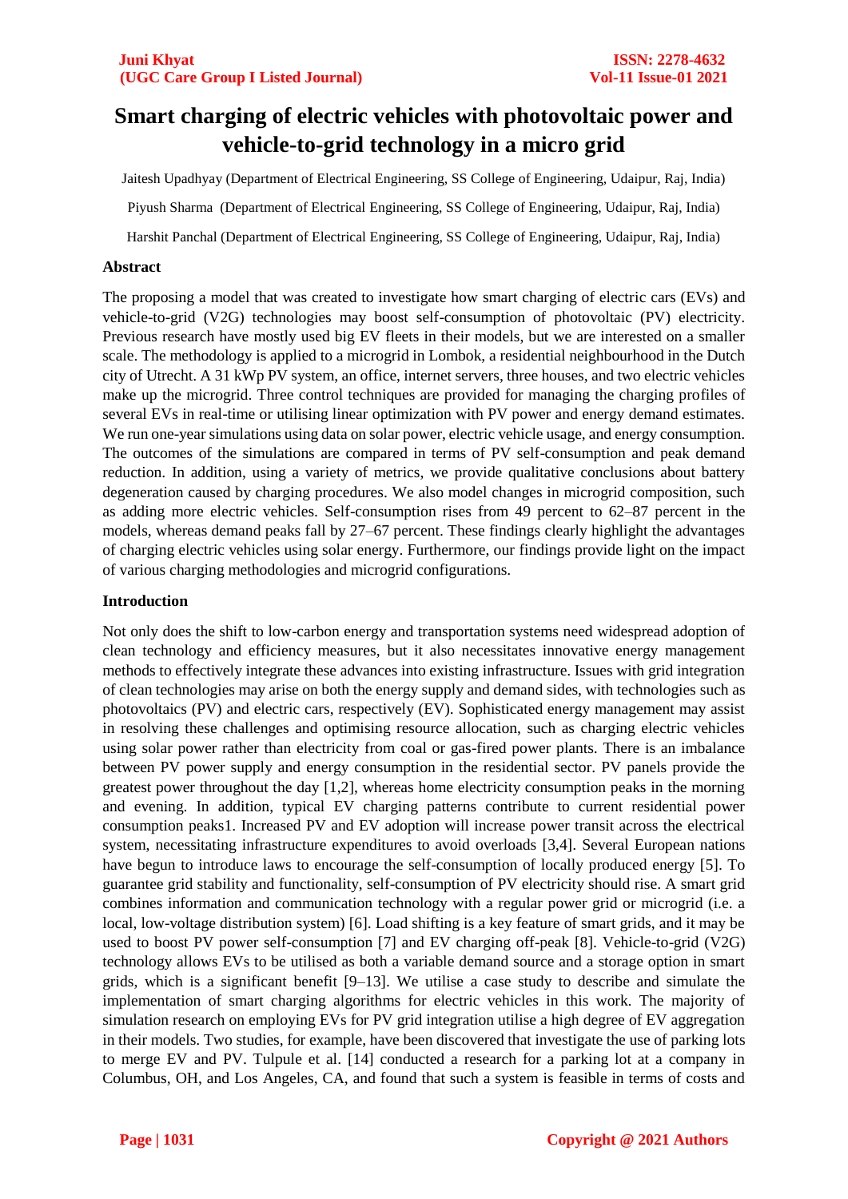# Smart charging of electric vehicles with photovoltaic power and vehicle-to-grid technology in a micro grid

Jaitesh Upadhyay (Department of Electrical Engineering, SS College of Engineering, Udaipur, Raj, India)

Piyush Sharma (Department of Electrical Engineering, SS College of Engineering, Udaipur, Raj, India)

Harshit Panchal (Department of Electrical Engineering, SS College of Engineering, Udaipur, Raj, India)

## Abstract

The proposing a model that was created to investigate how smart charging of electric cars (EVs) and vehicle-to-grid (V2G) technologies may boost self-consumption of photovoltaic (PV) electricity. Previous research have mostly used big EV fleets in their models, but we are interested on a smaller scale. The methodology is applied to a microgrid in Lombok, a residential neighbourhood in the Dutch city of Utrecht. A 31 kWp PV system, an office, internet servers, three houses, and two electric vehicles make up the microgrid. Three control techniques are provided for managing the charging profiles of several EVs in real-time or utilising linear optimization with PV power and energy demand estimates. We run one-year simulations using data on solar power, electric vehicle usage, and energy consumption. The outcomes of the simulations are compared in terms of PV self-consumption and peak demand reduction. In addition, using a variety of metrics, we provide qualitative conclusions about battery degeneration caused by charging procedures. We also model changes in microgrid composition, such as adding more electric vehicles. Self-consumption rises from 49 percent to 62–87 percent in the models, whereas demand peaks fall by 27–67 percent. These findings clearly highlight the advantages of charging electric vehicles using solar energy. Furthermore, our findings provide light on the impact of various charging methodologies and microgrid configurations.

## Introduction

Not only does the shift to low-carbon energy and transportation systems need widespread adoption of clean technology and efficiency measures, but it also necessitates innovative energy management methods to effectively integrate these advances into existing infrastructure. Issues with grid integration of clean technologies may arise on both the energy supply and demand sides, with technologies such as photovoltaics (PV) and electric cars, respectively (EV). Sophisticated energy management may assist in resolving these challenges and optimising resource allocation, such as charging electric vehicles using solar power rather than electricity from coal or gas-fired power plants. There is an imbalance between PV power supply and energy consumption in the residential sector. PV panels provide the greatest power throughout the day [1,2], whereas home electricity consumption peaks in the morning and evening. In addition, typical EV charging patterns contribute to current residential power consumption peaks1. Increased PV and EV adoption will increase power transit across the electrical system, necessitating infrastructure expenditures to avoid overloads [3,4]. Several European nations have begun to introduce laws to encourage the self-consumption of locally produced energy [5]. To guarantee grid stability and functionality, self-consumption of PV electricity should rise. A smart grid combines information and communication technology with a regular power grid or microgrid (i.e. a local, low-voltage distribution system) [6]. Load shifting is a key feature of smart grids, and it may be used to boost PV power self-consumption [7] and EV charging off-peak [8]. Vehicle-to-grid (V2G) technology allows EVs to be utilised as both a variable demand source and a storage option in smart grids, which is a significant benefit [9–13]. We utilise a case study to describe and simulate the implementation of smart charging algorithms for electric vehicles in this work. The majority of simulation research on employing EVs for PV grid integration utilise a high degree of EV aggregation in their models. Two studies, for example, have been discovered that investigate the use of parking lots to merge EV and PV. Tulpule et al. [14] conducted a research for a parking lot at a company in Columbus, OH, and Los Angeles, CA, and found that such a system is feasible in terms of costs and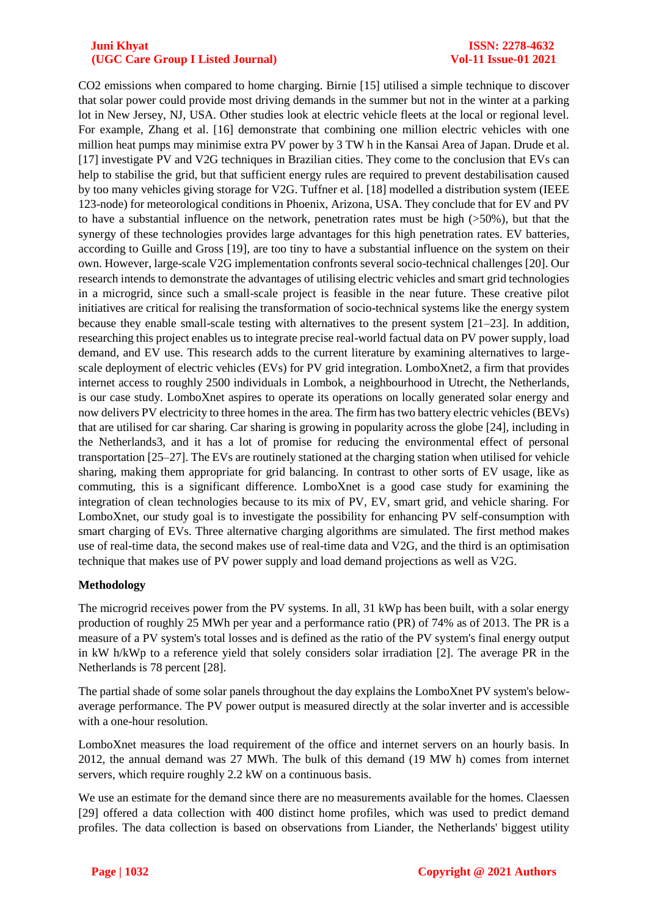$CO_2$ emissions when compared to home charging. Birnie [15] utilised a simple technique to discover that solar power could provide most driving demands in the summer but not in the winter at a parking lot in New Jersey, NJ, USA. Other studies look at electric vehicle fleets at the local or regional level. For example, Zhang et al. [16] demonstrate that combining one million electric vehicles with one million heat pumps may minimise extra PV power by 3 TW h in the Kansai Area of Japan. Drude et al. [17] investigate PV and V2G techniques in Brazilian cities. They come to the conclusion that EVs can help to stabilise the grid, but that sufficient energy rules are required to prevent destabilisation caused by too many vehicles giving storage for V2G. Tuffner et al. [18] modelled a distribution system (IEEE 123-node) for meteorological conditions in Phoenix, Arizona, USA. They conclude that for EV and PV to have a substantial influence on the network, penetration rates must be high (>50%), but that the synergy of these technologies provides large advantages for this high penetration rates. EV batteries, according to Guille and Gross [19], are too tiny to have a substantial influence on the system on their own. However, large-scale V2G implementation confronts several socio-technical challenges [20]. Our research intends to demonstrate the advantages of utilising electric vehicles and smart grid technologies in a microgrid, since such a small-scale project is feasible in the near future. These creative pilot initiatives are critical for realising the transformation of socio-technical systems like the energy system because they enable small-scale testing with alternatives to the present system [21–23]. In addition, researching this project enables us to integrate precise real-world factual data on PV power supply, load demand, and EV use. This research adds to the current literature by examining alternatives to large-scale deployment of electric vehicles (EVs) for PV grid integration. LomboXnet2, a firm that provides internet access to roughly 2500 individuals in Lombok, a neighbourhood in Utrecht, the Netherlands, is our case study. LomboXnet aspires to operate its operations on locally generated solar energy and now delivers PV electricity to three homes in the area. The firm has two battery electric vehicles (BEVs) that are utilised for car sharing. Car sharing is growing in popularity across the globe [24], including in the Netherlands3, and it has a lot of promise for reducing the environmental effect of personal transportation [25–27]. The EVs are routinely stationed at the charging station when utilised for vehicle sharing, making them appropriate for grid balancing. In contrast to other sorts of EV usage, like as commuting, this is a significant difference. LomboXnet is a good case study for examining the integration of clean technologies because to its mix of PV, EV, smart grid, and vehicle sharing. For LomboXnet, our study goal is to investigate the possibility for enhancing PV self-consumption with smart charging of EVs. Three alternative charging algorithms are simulated. The first method makes use of real-time data, the second makes use of real-time data and V2G, and the third is an optimisation technique that makes use of PV power supply and load demand projections as well as V2G.

**Methodology**

The microgrid receives power from the PV systems. In all, 31 kWp has been built, with a solar energy production of roughly 25 MWh per year and a performance ratio (PR) of 74% as of 2013. The PR is a measure of a PV system's total losses and is defined as the ratio of the PV system's final energy output in kW h/kWp to a reference yield that solely considers solar irradiation [2]. The average PR in the Netherlands is 78 percent [28].

The partial shade of some solar panels throughout the day explains the LomboXnet PV system's below-average performance. The PV power output is measured directly at the solar inverter and is accessible with a one-hour resolution.

LomboXnet measures the load requirement of the office and internet servers on an hourly basis. In 2012, the annual demand was 27 MWh. The bulk of this demand (19 MW h) comes from internet servers, which require roughly 2.2 kW on a continuous basis.

We use an estimate for the demand since there are no measurements available for the homes. Claessen [29] offered a data collection with 400 distinct home profiles, which was used to predict demand profiles. The data collection is based on observations from Liander, the Netherlands' biggest utility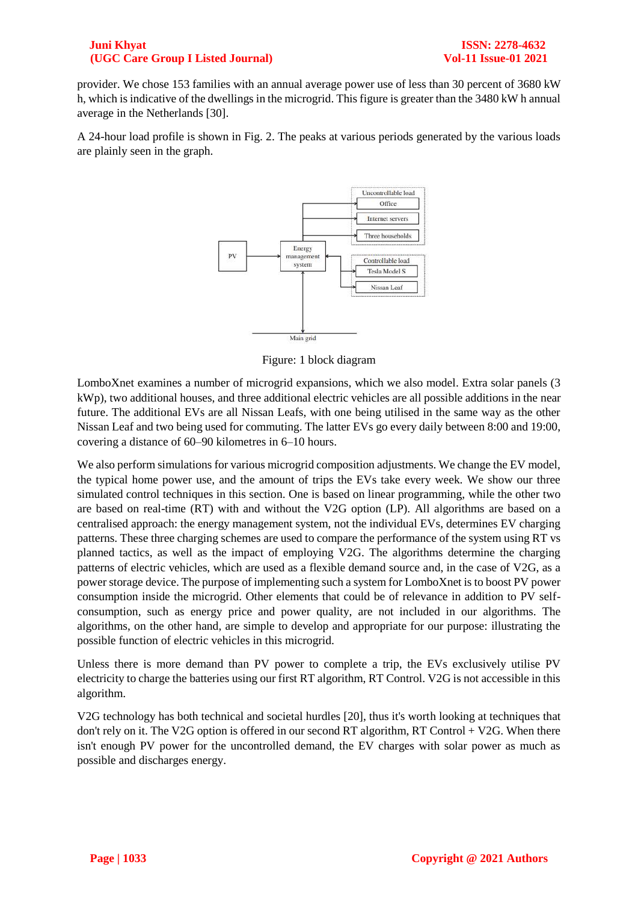provider. We chose 153 families with an annual average power use of less than 30 percent of 3680 kW h, which is indicative of the dwellings in the microgrid. This figure is greater than the 3480 kW h annual average in the Netherlands [30].

A 24-hour load profile is shown in Fig. 2. The peaks at various periods generated by the various loads are plainly seen in the graph.

Figure: 1 block diagram

LomboXnet examines a number of microgrid expansions, which we also model. Extra solar panels (3 kWp), two additional houses, and three additional electric vehicles are all possible additions in the near future. The additional EVs are all Nissan Leafs, with one being utilised in the same way as the other Nissan Leaf and two being used for commuting. The latter EVs go every daily between 8:00 and 19:00, covering a distance of 60–90 kilometres in 6–10 hours.

We also perform simulations for various microgrid composition adjustments. We change the EV model, the typical home power use, and the amount of trips the EVs take every week. We show our three simulated control techniques in this section. One is based on linear programming, while the other two are based on real-time (RT) with and without the V2G option (LP). All algorithms are based on a centralised approach: the energy management system, not the individual EVs, determines EV charging patterns. These three charging schemes are used to compare the performance of the system using RT vs planned tactics, as well as the impact of employing V2G. The algorithms determine the charging patterns of electric vehicles, which are used as a flexible demand source and, in the case of V2G, as a power storage device. The purpose of implementing such a system for LomboXnet is to boost PV power consumption inside the microgrid. Other elements that could be of relevance in addition to PV self-consumption, such as energy price and power quality, are not included in our algorithms. The algorithms, on the other hand, are simple to develop and appropriate for our purpose: illustrating the possible function of electric vehicles in this microgrid.

Unless there is more demand than PV power to complete a trip, the EVs exclusively utilise PV electricity to charge the batteries using our first RT algorithm, RT Control. V2G is not accessible in this algorithm.

V2G technology has both technical and societal hurdles [20], thus it's worth looking at techniques that don't rely on it. The V2G option is offered in our second RT algorithm, RT Control + V2G. When there isn't enough PV power for the uncontrolled demand, the EV charges with solar power as much as possible and discharges energy.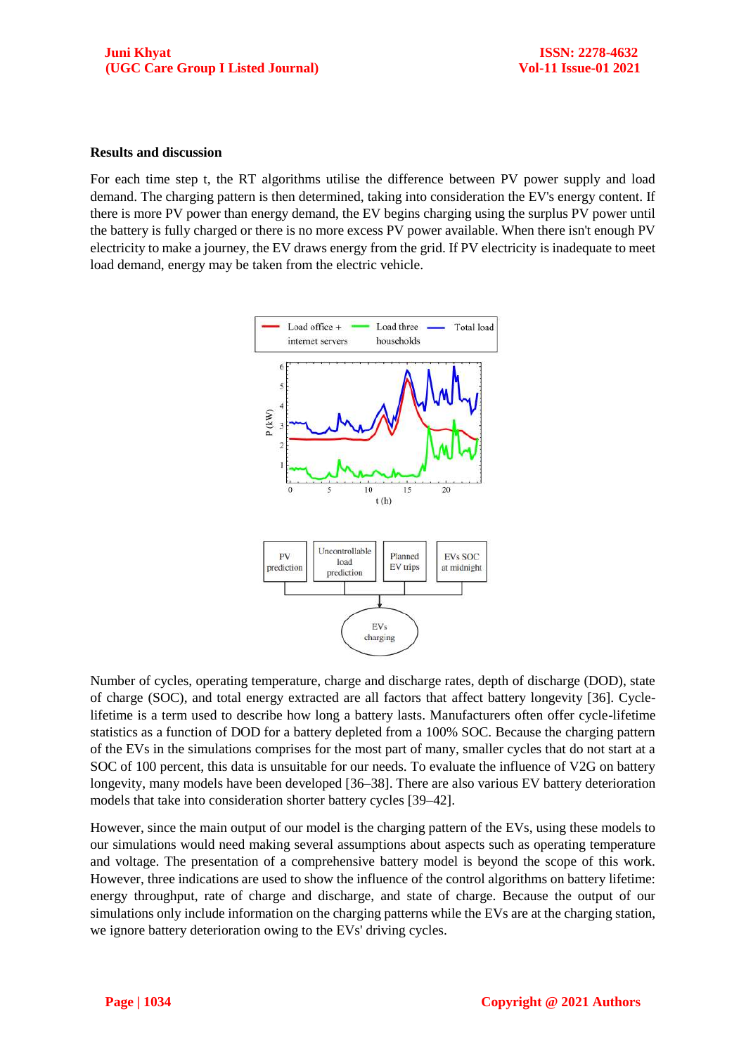## Results and discussion

For each time step t, the RT algorithms utilise the difference between PV power supply and load demand. The charging pattern is then determined, taking into consideration the EV's energy content. If there is more PV power than energy demand, the EV begins charging using the surplus PV power until the battery is fully charged or there is no more excess PV power available. When there isn't enough PV electricity to make a journey, the EV draws energy from the grid. If PV electricity is inadequate to meet load demand, energy may be taken from the electric vehicle.

Number of cycles, operating temperature, charge and discharge rates, depth of discharge (DOD), state of charge (SOC), and total energy extracted are all factors that affect battery longevity [36]. Cycle-lifetime is a term used to describe how long a battery lasts. Manufacturers often offer cycle-lifetime statistics as a function of DOD for a battery depleted from a 100% SOC. Because the charging pattern of the EVs in the simulations comprises for the most part of many, smaller cycles that do not start at a SOC of 100 percent, this data is unsuitable for our needs. To evaluate the influence of V2G on battery longevity, many models have been developed [36–38]. There are also various EV battery deterioration models that take into consideration shorter battery cycles [39–42].

However, since the main output of our model is the charging pattern of the EVs, using these models to our simulations would need making several assumptions about aspects such as operating temperature and voltage. The presentation of a comprehensive battery model is beyond the scope of this work. However, three indications are used to show the influence of the control algorithms on battery lifetime: energy throughput, rate of charge and discharge, and state of charge. Because the output of our simulations only include information on the charging patterns while the EVs are at the charging station, we ignore battery deterioration owing to the EVs' driving cycles.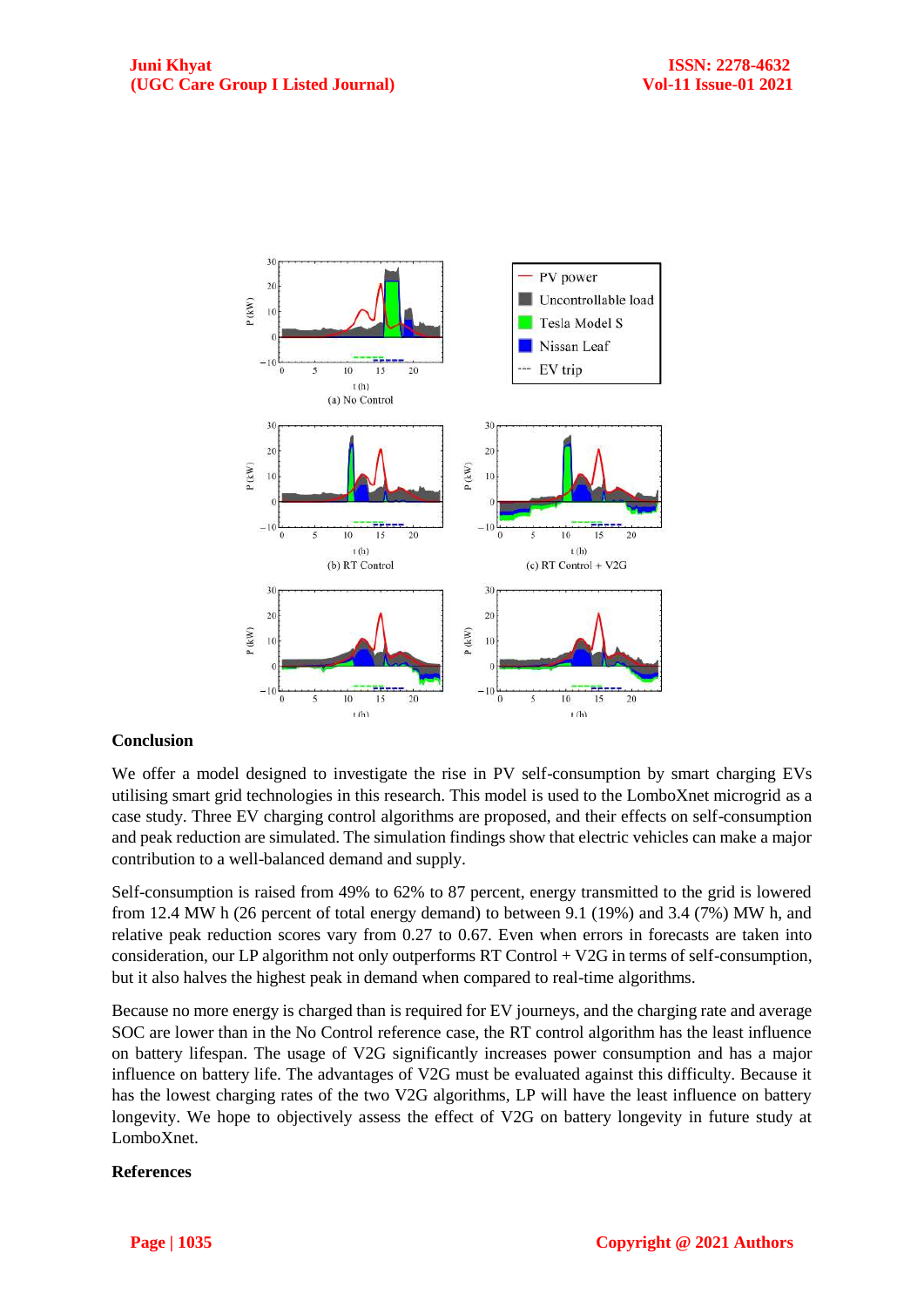## Conclusion

We offer a model designed to investigate the rise in PV self-consumption by smart charging EVs utilising smart grid technologies in this research. This model is used to the LomboXnet microgrid as a case study. Three EV charging control algorithms are proposed, and their effects on self-consumption and peak reduction are simulated. The simulation findings show that electric vehicles can make a major contribution to a well-balanced demand and supply.

Self-consumption is raised from 49% to 62% to 87 percent, energy transmitted to the grid is lowered from 12.4 MW h (26 percent of total energy demand) to between 9.1 (19%) and 3.4 (7%) MW h, and relative peak reduction scores vary from 0.27 to 0.67. Even when errors in forecasts are taken into consideration, our LP algorithm not only outperforms RT Control + V2G in terms of self-consumption, but it also halves the highest peak in demand when compared to real-time algorithms.

Because no more energy is charged than is required for EV journeys, and the charging rate and average SOC are lower than in the No Control reference case, the RT control algorithm has the least influence on battery lifespan. The usage of V2G significantly increases power consumption and has a major influence on battery life. The advantages of V2G must be evaluated against this difficulty. Because it has the lowest charging rates of the two V2G algorithms, LP will have the least influence on battery longevity. We hope to objectively assess the effect of V2G on battery longevity in future study at LomboXnet.

## References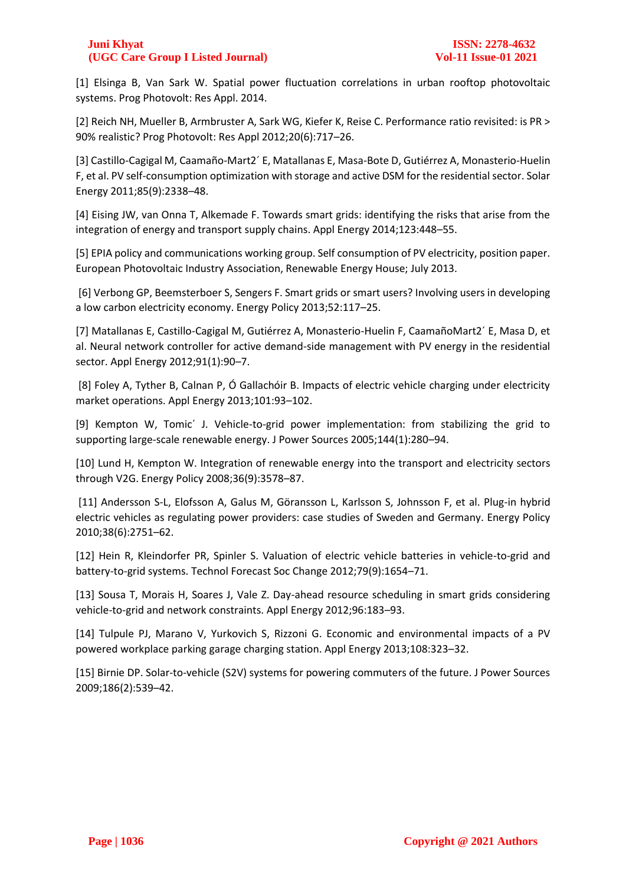[1] Elsinga B, Van Sark W. Spatial power fluctuation correlations in urban rooftop photovoltaic systems. Prog Photovolt: Res Appl. 2014.

[2] Reich NH, Mueller B, Armbruster A, Sark WG, Kiefer K, Reise C. Performance ratio revisited: is PR > 90% realistic? Prog Photovolt: Res Appl 2012;20(6):717–26.

[3] Castillo-Cagigal M, Caamaño-Mart2´ E, Matallanas E, Masa-Bote D, Gutiérrez A, Monasterio-Huelin F, et al. PV self-consumption optimization with storage and active DSM for the residential sector. Solar Energy 2011;85(9):2338–48.

[4] Eising JW, van Onna T, Alkemade F. Towards smart grids: identifying the risks that arise from the integration of energy and transport supply chains. Appl Energy 2014;123:448–55.

[5] EPIA policy and communications working group. Self consumption of PV electricity, position paper. European Photovoltaic Industry Association, Renewable Energy House; July 2013.

[6] Verbong GP, Beemsterboer S, Sengers F. Smart grids or smart users? Involving users in developing a low carbon electricity economy. Energy Policy 2013;52:117–25.

[7] Matallanas E, Castillo-Cagigal M, Gutiérrez A, Monasterio-Huelin F, CaamañoMart2´ E, Masa D, et al. Neural network controller for active demand-side management with PV energy in the residential sector. Appl Energy 2012;91(1):90–7.

[8] Foley A, Tyther B, Calnan P, Ó Gallachóir B. Impacts of electric vehicle charging under electricity market operations. Appl Energy 2013;101:93–102.

[9] Kempton W, Tomic´ J. Vehicle-to-grid power implementation: from stabilizing the grid to supporting large-scale renewable energy. J Power Sources 2005;144(1):280–94.

[10] Lund H, Kempton W. Integration of renewable energy into the transport and electricity sectors through V2G. Energy Policy 2008;36(9):3578–87.

[11] Andersson S-L, Elofsson A, Galus M, Göransson L, Karlsson S, Johnsson F, et al. Plug-in hybrid electric vehicles as regulating power providers: case studies of Sweden and Germany. Energy Policy 2010;38(6):2751–62.

[12] Hein R, Kleindorfer PR, Spinler S. Valuation of electric vehicle batteries in vehicle-to-grid and battery-to-grid systems. Technol Forecast Soc Change 2012;79(9):1654–71.

[13] Sousa T, Morais H, Soares J, Vale Z. Day-ahead resource scheduling in smart grids considering vehicle-to-grid and network constraints. Appl Energy 2012;96:183–93.

[14] Tulpule PJ, Marano V, Yurkovich S, Rizzoni G. Economic and environmental impacts of a PV powered workplace parking garage charging station. Appl Energy 2013;108:323–32.

[15] Birnie DP. Solar-to-vehicle (S2V) systems for powering commuters of the future. J Power Sources 2009;186(2):539–42.